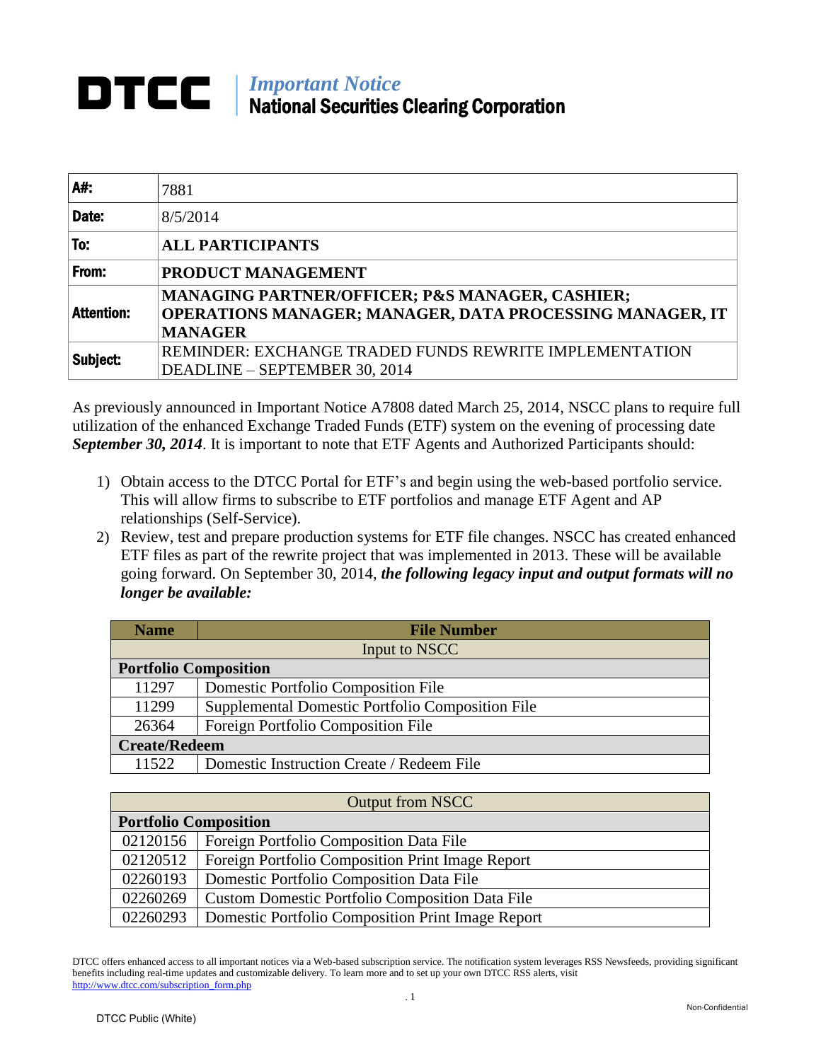# DTCC | *Important Notice*
## National Securities Clearing Corporation

| | |
|---|---|
| **A#:** | 7881 |
| **Date:** | 8/5/2014 |
| **To:** | **ALL PARTICIPANTS** |
| **From:** | **PRODUCT MANAGEMENT** |
| **Attention:** | **MANAGING PARTNER/OFFICER; P&S MANAGER, CASHIER; OPERATIONS MANAGER; MANAGER, DATA PROCESSING MANAGER, IT MANAGER** |
| **Subject:** | REMINDER: EXCHANGE TRADED FUNDS REWRITE IMPLEMENTATION DEADLINE – SEPTEMBER 30, 2014 |

As previously announced in Important Notice A7808 dated March 25, 2014, NSCC plans to require full utilization of the enhanced Exchange Traded Funds (ETF) system on the evening of processing date ***September 30, 2014***. It is important to note that ETF Agents and Authorized Participants should:

1) Obtain access to the DTCC Portal for ETF's and begin using the web-based portfolio service. This will allow firms to subscribe to ETF portfolios and manage ETF Agent and AP relationships (Self-Service).
2) Review, test and prepare production systems for ETF file changes. NSCC has created enhanced ETF files as part of the rewrite project that was implemented in 2013. These will be available going forward. On September 30, 2014, ***the following legacy input and output formats will no longer be available:***

| Name | File Number |
|---|---|
| | Input to NSCC |
| **Portfolio Composition** | |
| 11297 | Domestic Portfolio Composition File |
| 11299 | Supplemental Domestic Portfolio Composition File |
| 26364 | Foreign Portfolio Composition File |
| **Create/Redeem** | |
| 11522 | Domestic Instruction Create / Redeem File |

| | Output from NSCC |
|---|---|
| **Portfolio Composition** | |
| 02120156 | Foreign Portfolio Composition Data File |
| 02120512 | Foreign Portfolio Composition Print Image Report |
| 02260193 | Domestic Portfolio Composition Data File |
| 02260269 | Custom Domestic Portfolio Composition Data File |
| 02260293 | Domestic Portfolio Composition Print Image Report |

DTCC offers enhanced access to all important notices via a Web-based subscription service. The notification system leverages RSS Newsfeeds, providing significant benefits including real-time updates and customizable delivery. To learn more and to set up your own DTCC RSS alerts, visit http://www.dtcc.com/subscription_form.php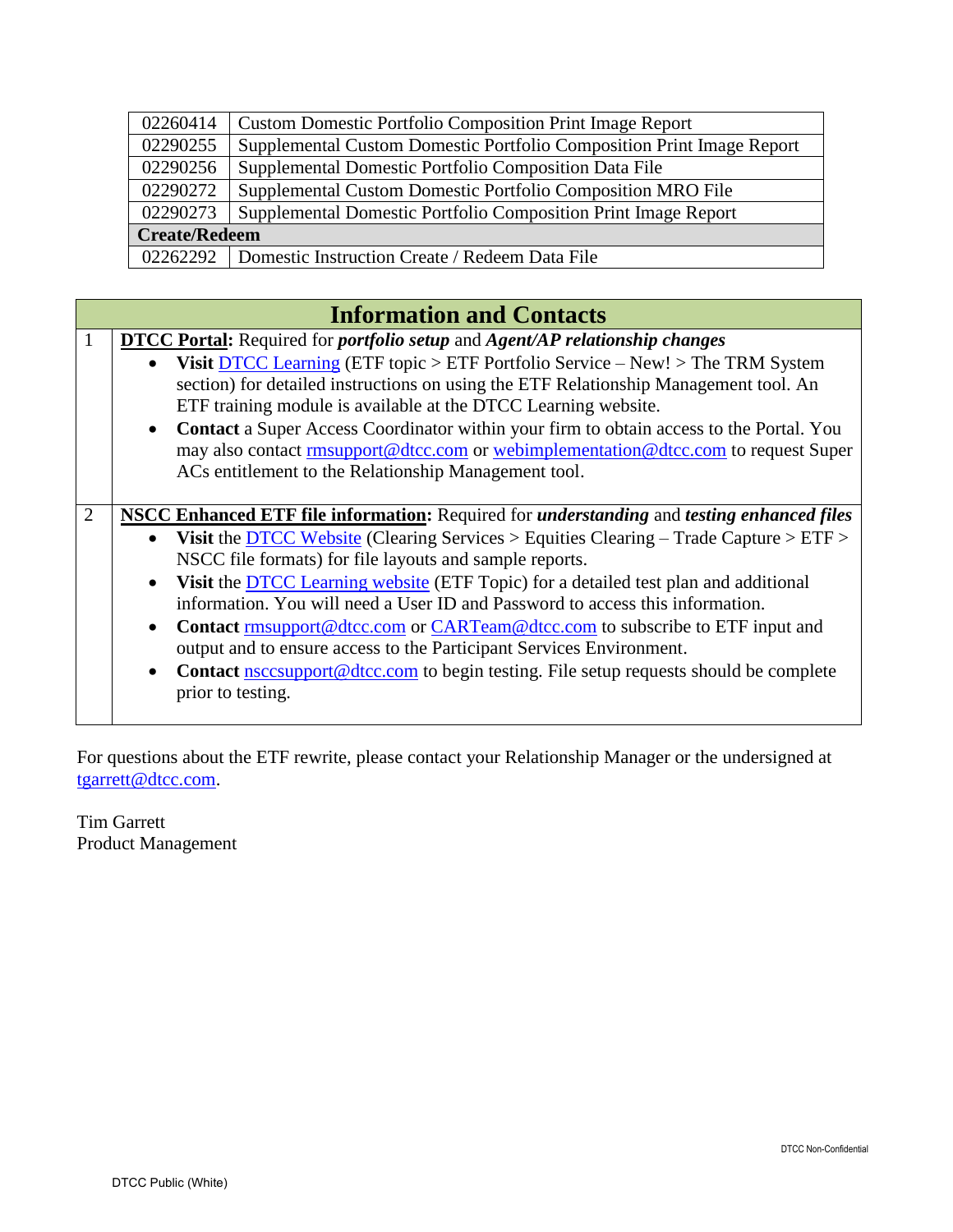| | |
|---|---|
| 02260414 | Custom Domestic Portfolio Composition Print Image Report |
| 02290255 | Supplemental Custom Domestic Portfolio Composition Print Image Report |
| 02290256 | Supplemental Domestic Portfolio Composition Data File |
| 02290272 | Supplemental Custom Domestic Portfolio Composition MRO File |
| 02290273 | Supplemental Domestic Portfolio Composition Print Image Report |
| **Create/Redeem** | |
| 02262292 | Domestic Instruction Create / Redeem Data File |

## Information and Contacts

| | |
|---|---|
| 1 | **DTCC Portal:** Required for ***portfolio setup*** and ***Agent/AP relationship changes*** <br> • **Visit** DTCC Learning (ETF topic > ETF Portfolio Service – New! > The TRM System section) for detailed instructions on using the ETF Relationship Management tool. An ETF training module is available at the DTCC Learning website. <br> • **Contact** a Super Access Coordinator within your firm to obtain access to the Portal. You may also contact rmsupport@dtcc.com or webimplementation@dtcc.com to request Super ACs entitlement to the Relationship Management tool. |
| 2 | **NSCC Enhanced ETF file information:** Required for ***understanding*** and ***testing enhanced files*** <br> • **Visit** the DTCC Website (Clearing Services > Equities Clearing – Trade Capture > ETF > NSCC file formats) for file layouts and sample reports. <br> • **Visit** the DTCC Learning website (ETF Topic) for a detailed test plan and additional information. You will need a User ID and Password to access this information. <br> • **Contact** rmsupport@dtcc.com or CARTeam@dtcc.com to subscribe to ETF input and output and to ensure access to the Participant Services Environment. <br> • **Contact** nsccsupport@dtcc.com to begin testing. File setup requests should be complete prior to testing. |

For questions about the ETF rewrite, please contact your Relationship Manager or the undersigned at tgarrett@dtcc.com.

Tim Garrett
Product Management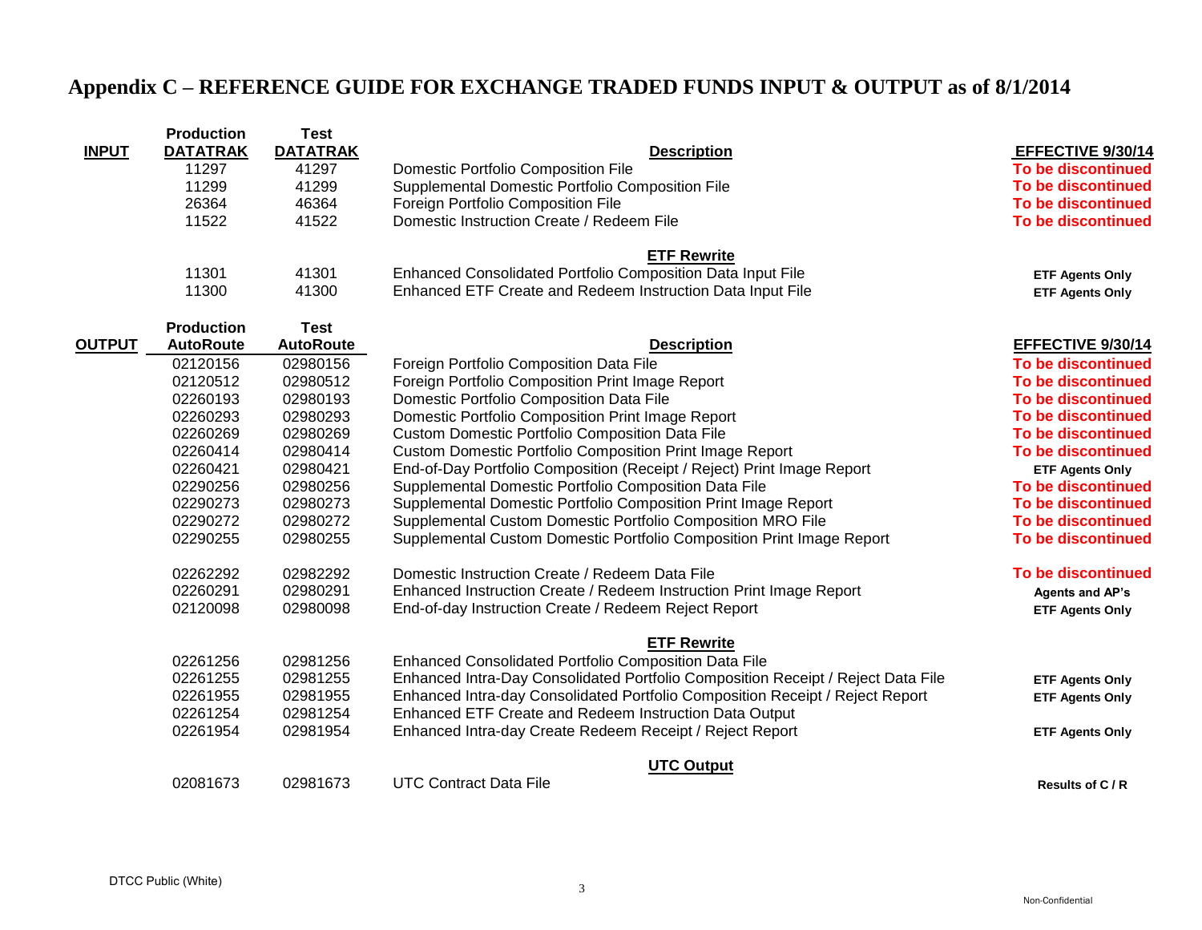# Appendix C – REFERENCE GUIDE FOR EXCHANGE TRADED FUNDS INPUT & OUTPUT as of 8/1/2014

| INPUT | Production DATATRAK | Test DATATRAK | Description | EFFECTIVE 9/30/14 |
|---|---|---|---|---|
| | 11297 | 41297 | Domestic Portfolio Composition File | To be discontinued |
| | 11299 | 41299 | Supplemental Domestic Portfolio Composition File | To be discontinued |
| | 26364 | 46364 | Foreign Portfolio Composition File | To be discontinued |
| | 11522 | 41522 | Domestic Instruction Create / Redeem File | To be discontinued |
| | | | **ETF Rewrite** | |
| | 11301 | 41301 | Enhanced Consolidated Portfolio Composition Data Input File | ETF Agents Only |
| | 11300 | 41300 | Enhanced ETF Create and Redeem Instruction Data Input File | ETF Agents Only |

| OUTPUT | Production AutoRoute | Test AutoRoute | Description | EFFECTIVE 9/30/14 |
|---|---|---|---|---|
| | 02120156 | 02980156 | Foreign Portfolio Composition Data File | To be discontinued |
| | 02120512 | 02980512 | Foreign Portfolio Composition Print Image Report | To be discontinued |
| | 02260193 | 02980193 | Domestic Portfolio Composition Data File | To be discontinued |
| | 02260293 | 02980293 | Domestic Portfolio Composition Print Image Report | To be discontinued |
| | 02260269 | 02980269 | Custom Domestic Portfolio Composition Data File | To be discontinued |
| | 02260414 | 02980414 | Custom Domestic Portfolio Composition Print Image Report | To be discontinued |
| | 02260421 | 02980421 | End-of-Day Portfolio Composition (Receipt / Reject) Print Image Report | ETF Agents Only |
| | 02290256 | 02980256 | Supplemental Domestic Portfolio Composition Data File | To be discontinued |
| | 02290273 | 02980273 | Supplemental Domestic Portfolio Composition Print Image Report | To be discontinued |
| | 02290272 | 02980272 | Supplemental Custom Domestic Portfolio Composition MRO File | To be discontinued |
| | 02290255 | 02980255 | Supplemental Custom Domestic Portfolio Composition Print Image Report | To be discontinued |
| | 02262292 | 02982292 | Domestic Instruction Create / Redeem Data File | To be discontinued |
| | 02260291 | 02980291 | Enhanced Instruction Create / Redeem Instruction Print Image Report | Agents and AP's |
| | 02120098 | 02980098 | End-of-day Instruction Create / Redeem Reject Report | ETF Agents Only |
| | | | **ETF Rewrite** | |
| | 02261256 | 02981256 | Enhanced Consolidated Portfolio Composition Data File | |
| | 02261255 | 02981255 | Enhanced Intra-Day Consolidated Portfolio Composition Receipt / Reject Data File | ETF Agents Only |
| | 02261955 | 02981955 | Enhanced Intra-day Consolidated Portfolio Composition Receipt / Reject Report | ETF Agents Only |
| | 02261254 | 02981254 | Enhanced ETF Create and Redeem Instruction Data Output | |
| | 02261954 | 02981954 | Enhanced Intra-day Create Redeem Receipt / Reject Report | ETF Agents Only |
| | | | **UTC Output** | |
| | 02081673 | 02981673 | UTC Contract Data File | Results of C / R |

DTCC Public (White)

Non-Confidential